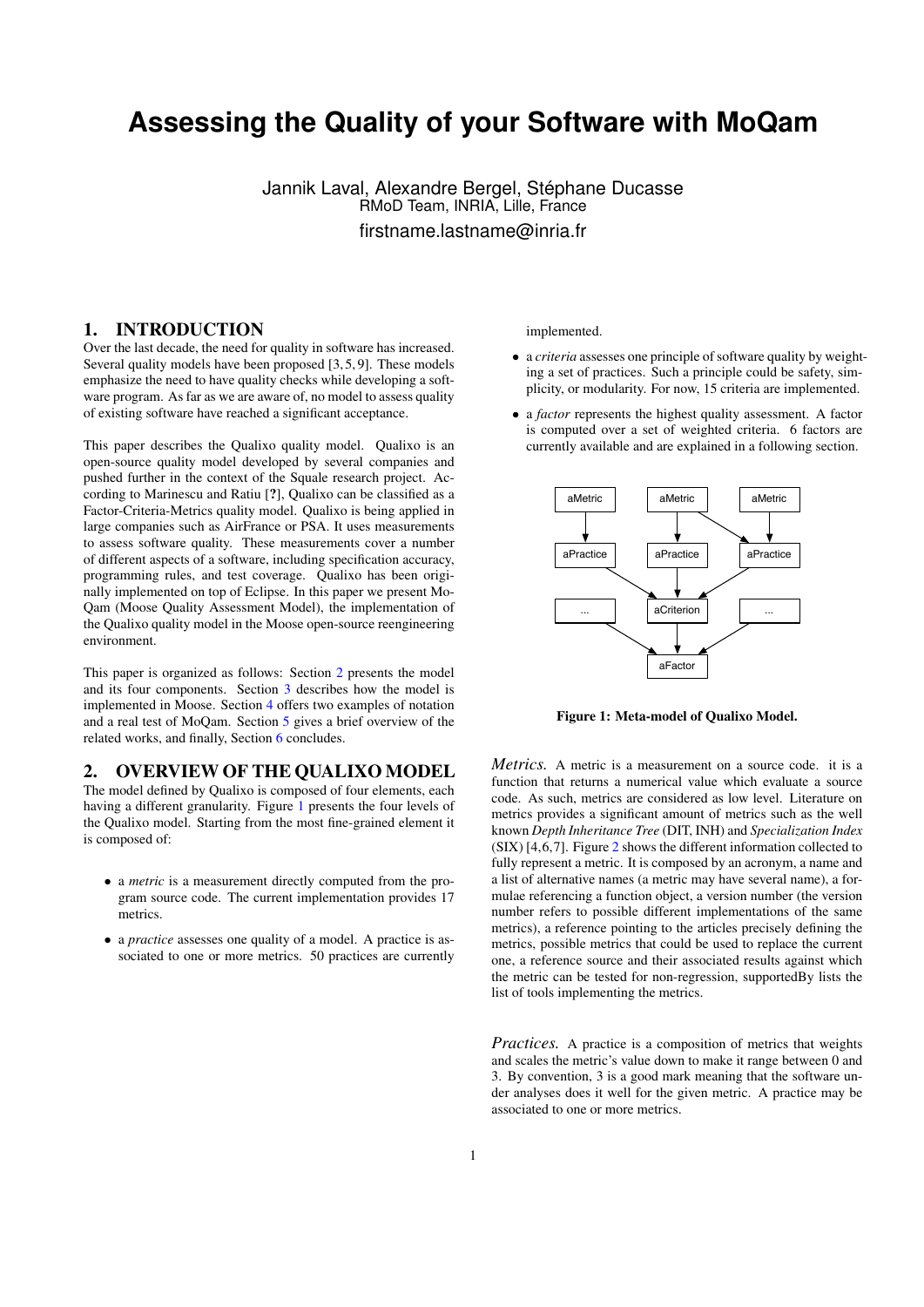# Assessing the Quality of your Software with MoQam

Jannik Laval, Alexandre Bergel, Stéphane Ducasse
RMoD Team, INRIA, Lille, France
firstname.lastname@inria.fr

## 1. INTRODUCTION

Over the last decade, the need for quality in software has increased. Several quality models have been proposed [3, 5, 9]. These models emphasize the need to have quality checks while developing a software program. As far as we are aware of, no model to assess quality of existing software have reached a significant acceptance.

This paper describes the Qualixo quality model. Qualixo is an open-source quality model developed by several companies and pushed further in the context of the Squale research project. According to Marinescu and Ratiu [?], Qualixo can be classified as a Factor-Criteria-Metrics quality model. Qualixo is being applied in large companies such as AirFrance or PSA. It uses measurements to assess software quality. These measurements cover a number of different aspects of a software, including specification accuracy, programming rules, and test coverage. Qualixo has been originally implemented on top of Eclipse. In this paper we present MoQam (Moose Quality Assessment Model), the implementation of the Qualixo quality model in the Moose open-source reengineering environment.

This paper is organized as follows: Section 2 presents the model and its four components. Section 3 describes how the model is implemented in Moose. Section 4 offers two examples of notation and a real test of MoQam. Section 5 gives a brief overview of the related works, and finally, Section 6 concludes.

## 2. OVERVIEW OF THE QUALIXO MODEL

The model defined by Qualixo is composed of four elements, each having a different granularity. Figure 1 presents the four levels of the Qualixo model. Starting from the most fine-grained element it is composed of:

- a *metric* is a measurement directly computed from the program source code. The current implementation provides 17 metrics.
- a *practice* assesses one quality of a model. A practice is associated to one or more metrics. 50 practices are currently implemented.
- a *criteria* assesses one principle of software quality by weighting a set of practices. Such a principle could be safety, simplicity, or modularity. For now, 15 criteria are implemented.
- a *factor* represents the highest quality assessment. A factor is computed over a set of weighted criteria. 6 factors are currently available and are explained in a following section.

**Figure 1: Meta-model of Qualixo Model.**

*Metrics.* A metric is a measurement on a source code. it is a function that returns a numerical value which evaluate a source code. As such, metrics are considered as low level. Literature on metrics provides a significant amount of metrics such as the well known *Depth Inheritance Tree* (DIT, INH) and *Specialization Index* (SIX) [4,6,7]. Figure 2 shows the different information collected to fully represent a metric. It is composed by an acronym, a name and a list of alternative names (a metric may have several name), a formulae referencing a function object, a version number (the version number refers to possible different implementations of the same metrics), a reference pointing to the articles precisely defining the metrics, possible metrics that could be used to replace the current one, a reference source and their associated results against which the metric can be tested for non-regression, supportedBy lists the list of tools implementing the metrics.

*Practices.* A practice is a composition of metrics that weights and scales the metric's value down to make it range between 0 and 3. By convention, 3 is a good mark meaning that the software under analyses does it well for the given metric. A practice may be associated to one or more metrics.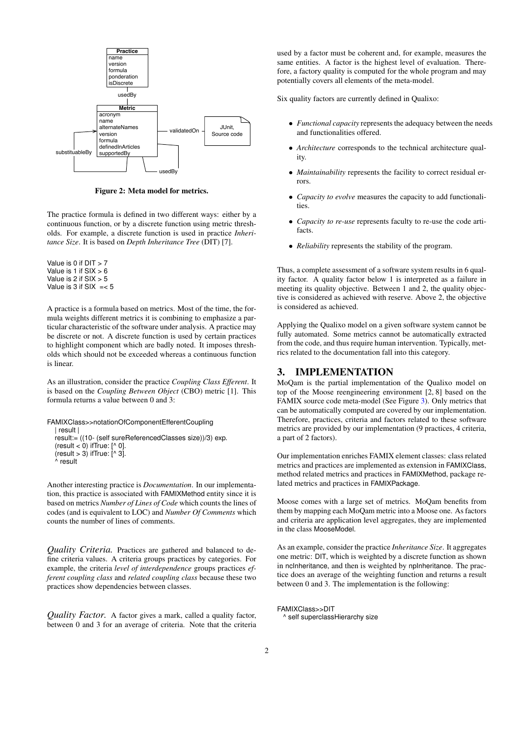Figure 2: Meta model for metrics.

The practice formula is defined in two different ways: either by a continuous function, or by a discrete function using metric thresholds. For example, a discrete function is used in practice *Inheritance Size*. It is based on *Depth Inheritance Tree* (DIT) [7].

```
Value is 0 if DIT > 7
Value is 1 if SIX > 6
Value is 2 if SIX > 5
Value is 3 if SIX  =< 5
```

A practice is a formula based on metrics. Most of the time, the formula weights different metrics it is combining to emphasize a particular characteristic of the software under analysis. A practice may be discrete or not. A discrete function is used by certain practices to highlight component which are badly noted. It imposes thresholds which should not be exceeded whereas a continuous function is linear.

As an illustration, consider the practice *Coupling Class Efferent*. It is based on the *Coupling Between Object* (CBO) metric [1]. This formula returns a value between 0 and 3:

```
FAMIXClass>>notationOfComponentEfferentCoupling
   | result |
   result:= ((10- (self sureReferencedClasses size))/3) exp.
   (result < 0) ifTrue: [^ 0].
   (result > 3) ifTrue: [^ 3].
   ^ result
```

Another interesting practice is *Documentation*. In our implementation, this practice is associated with FAMIXMethod entity since it is based on metrics *Number of Lines of Code* which counts the lines of codes (and is equivalent to LOC) and *Number Of Comments* which counts the number of lines of comments.

*Quality Criteria.* Practices are gathered and balanced to define criteria values. A criteria groups practices by categories. For example, the criteria *level of interdependence* groups practices *efferent coupling class* and *related coupling class* because these two practices show dependencies between classes.

*Quality Factor.* A factor gives a mark, called a quality factor, between 0 and 3 for an average of criteria. Note that the criteria used by a factor must be coherent and, for example, measures the same entities. A factor is the highest level of evaluation. Therefore, a factory quality is computed for the whole program and may potentially covers all elements of the meta-model.

Six quality factors are currently defined in Qualixo:

- *Functional capacity* represents the adequacy between the needs and functionalities offered.
- *Architecture* corresponds to the technical architecture quality.
- *Maintainability* represents the facility to correct residual errors.
- *Capacity to evolve* measures the capacity to add functionalities.
- *Capacity to re-use* represents faculty to re-use the code artifacts.
- *Reliability* represents the stability of the program.

Thus, a complete assessment of a software system results in 6 quality factor. A quality factor below 1 is interpreted as a failure in meeting its quality objective. Between 1 and 2, the quality objective is considered as achieved with reserve. Above 2, the objective is considered as achieved.

Applying the Qualixo model on a given software system cannot be fully automated. Some metrics cannot be automatically extracted from the code, and thus require human intervention. Typically, metrics related to the documentation fall into this category.

## 3. IMPLEMENTATION

MoQam is the partial implementation of the Qualixo model on top of the Moose reengineering environment [2, 8] based on the FAMIX source code meta-model (See Figure 3). Only metrics that can be automatically computed are covered by our implementation. Therefore, practices, criteria and factors related to these software metrics are provided by our implementation (9 practices, 4 criteria, a part of 2 factors).

Our implementation enriches FAMIX element classes: class related metrics and practices are implemented as extension in FAMIXClass, method related metrics and practices in FAMIXMethod, package related metrics and practices in FAMIXPackage.

Moose comes with a large set of metrics. MoQam benefits from them by mapping each MoQam metric into a Moose one. As factors and criteria are application level aggregates, they are implemented in the class MooseModel.

As an example, consider the practice *Inheritance Size*. It aggregates one metric: DIT, which is weighted by a discrete function as shown in ncInheritance, and then is weighted by npInheritance. The practice does an average of the weighting function and returns a result between 0 and 3. The implementation is the following:

```
FAMIXClass>>DIT
  ^ self superclassHierarchy size
```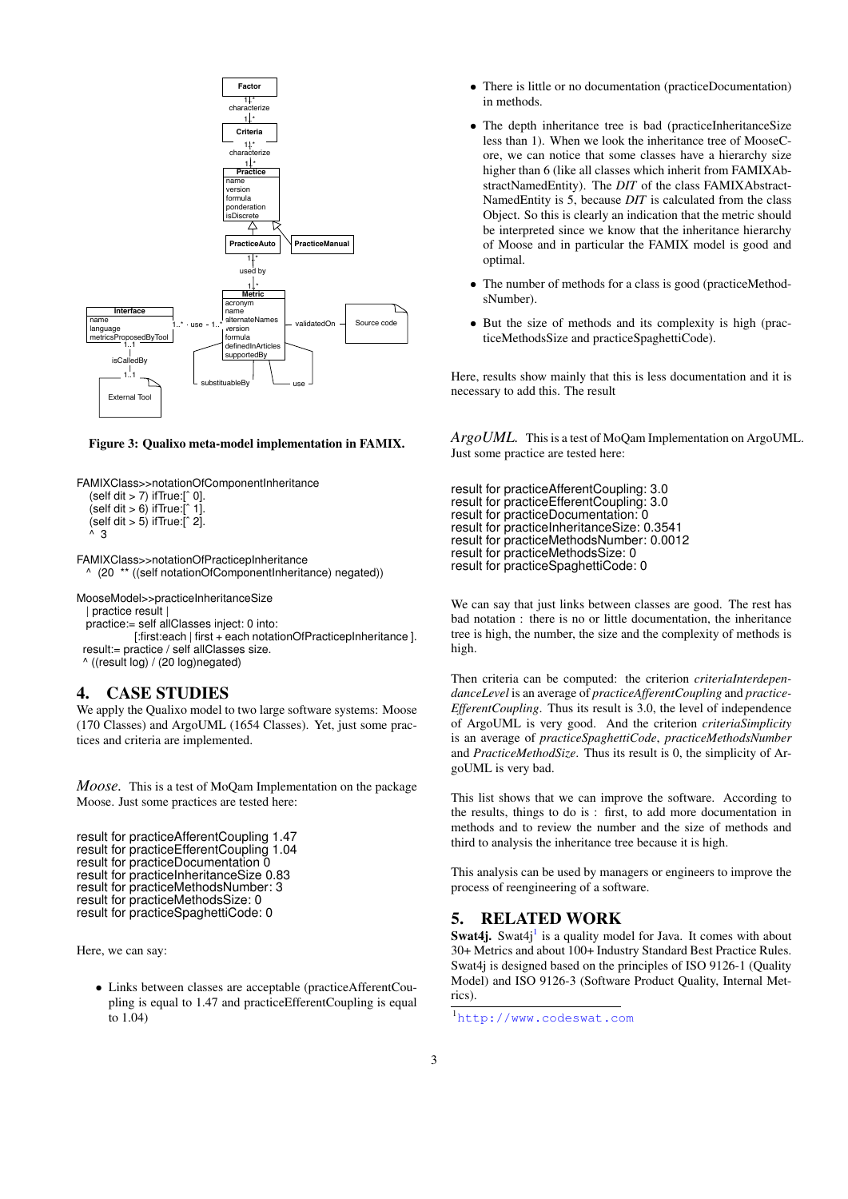Figure 3: Qualixo meta-model implementation in FAMIX.

```
FAMIXClass>>notationOfComponentInheritance
   (self dit > 7) ifTrue:[^ 0].
   (self dit > 6) ifTrue:[^ 1].
   (self dit > 5) ifTrue:[^ 2].
   ^ 3

FAMIXClass>>notationOfPracticepInheritance
   ^ (20 ** ((self notationOfComponentInheritance) negated))

MooseModel>>practiceInheritanceSize
   | practice result |
   practice:= self allClasses inject: 0 into:
               [:first:each | first + each notationOfPracticepInheritance ].
  result:= practice / self allClasses size.
  ^ ((result log) / (20 log)negated)
```

## 4. CASE STUDIES

We apply the Qualixo model to two large software systems: Moose (170 Classes) and ArgoUML (1654 Classes). Yet, just some practices and criteria are implemented.

*Moose.* This is a test of MoQam Implementation on the package Moose. Just some practices are tested here:

```
result for practiceAfferentCoupling 1.47
result for practiceEfferentCoupling 1.04
result for practiceDocumentation 0
result for practiceInheritanceSize 0.83
result for practiceMethodsNumber: 3
result for practiceMethodsSize: 0
result for practiceSpaghettiCode: 0
```

Here, we can say:

- Links between classes are acceptable (practiceAfferentCoupling is equal to 1.47 and practiceEfferentCoupling is equal to 1.04)
- There is little or no documentation (practiceDocumentation) in methods.
- The depth inheritance tree is bad (practiceInheritanceSize less than 1). When we look the inheritance tree of MooseCore, we can notice that some classes have a hierarchy size higher than 6 (like all classes which inherit from FAMIXAbstractNamedEntity). The *DIT* of the class FAMIXAbstractNamedEntity is 5, because *DIT* is calculated from the class Object. So this is clearly an indication that the metric should be interpreted since we know that the inheritance hierarchy of Moose and in particular the FAMIX model is good and optimal.
- The number of methods for a class is good (practiceMethodsNumber).
- But the size of methods and its complexity is high (practiceMethodsSize and practiceSpaghettiCode).

Here, results show mainly that this is less documentation and it is necessary to add this. The result

*ArgoUML.* This is a test of MoQam Implementation on ArgoUML. Just some practice are tested here:

```
result for practiceAfferentCoupling: 3.0
result for practiceEfferentCoupling: 3.0
result for practiceDocumentation: 0
result for practiceInheritanceSize: 0.3541
result for practiceMethodsNumber: 0.0012
result for practiceMethodsSize: 0
result for practiceSpaghettiCode: 0
```

We can say that just links between classes are good. The rest has bad notation : there is no or little documentation, the inheritance tree is high, the number, the size and the complexity of methods is high.

Then criteria can be computed: the criterion *criteriaInterdependanceLevel* is an average of *practiceAfferentCoupling* and *practiceEfferentCoupling*. Thus its result is 3.0, the level of independence of ArgoUML is very good. And the criterion *criteriaSimplicity* is an average of *practiceSpaghettiCode*, *practiceMethodsNumber* and *PracticeMethodSize*. Thus its result is 0, the simplicity of ArgoUML is very bad.

This list shows that we can improve the software. According to the results, things to do is : first, to add more documentation in methods and to review the number and the size of methods and third to analysis the inheritance tree because it is high.

This analysis can be used by managers or engineers to improve the process of reengineering of a software.

## 5. RELATED WORK

**Swat4j.** Swat4j[1] is a quality model for Java. It comes with about 30+ Metrics and about 100+ Industry Standard Best Practice Rules. Swat4j is designed based on the principles of ISO 9126-1 (Quality Model) and ISO 9126-3 (Software Product Quality, Internal Metrics).

[1] http://www.codeswat.com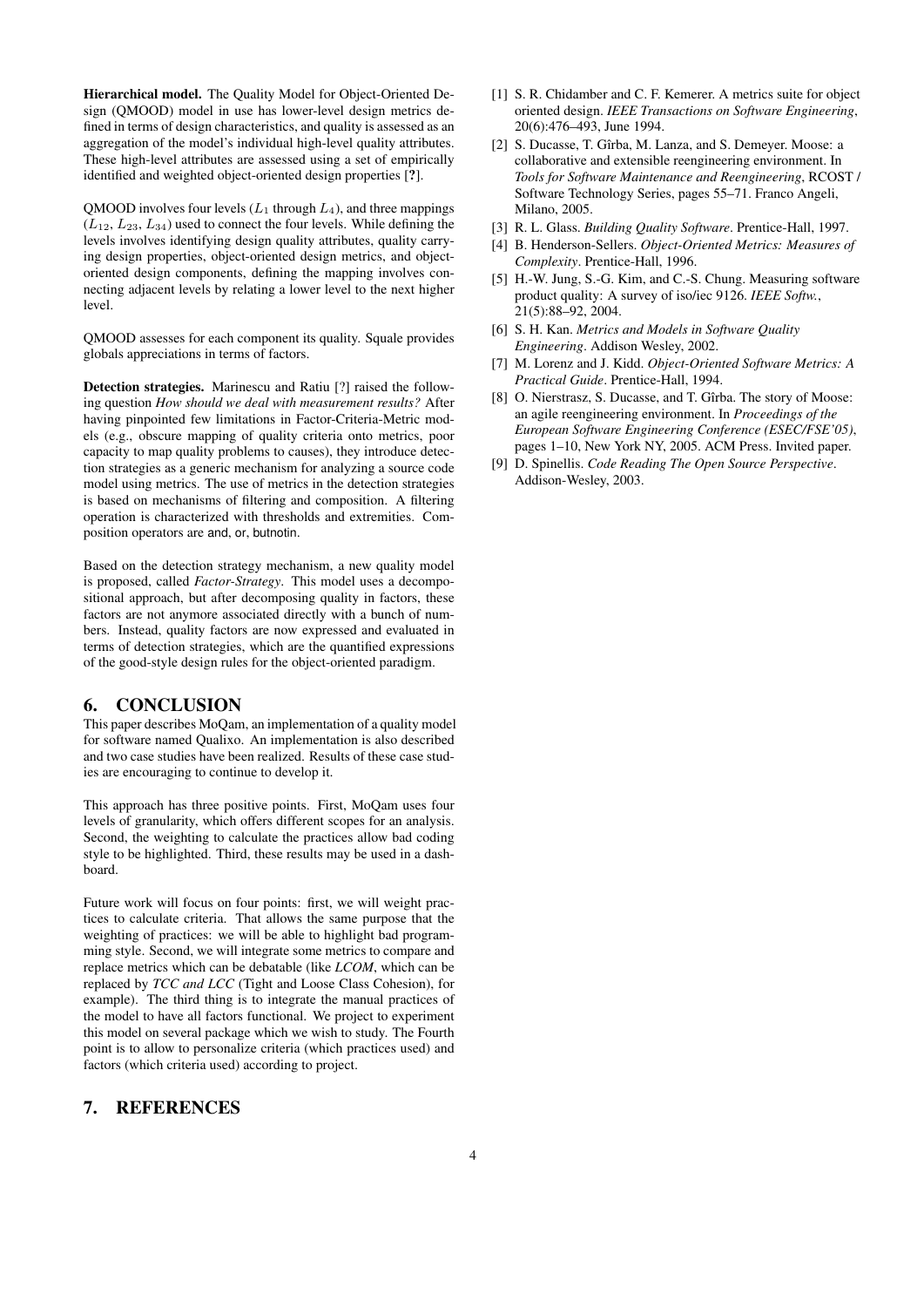**Hierarchical model.** The Quality Model for Object-Oriented Design (QMOOD) model in use has lower-level design metrics defined in terms of design characteristics, and quality is assessed as an aggregation of the model's individual high-level quality attributes. These high-level attributes are assessed using a set of empirically identified and weighted object-oriented design properties [**?**].

QMOOD involves four levels ($L_1$ through $L_4$), and three mappings ($L_{12}$, $L_{23}$, $L_{34}$) used to connect the four levels. While defining the levels involves identifying design quality attributes, quality carrying design properties, object-oriented design metrics, and object-oriented design components, defining the mapping involves connecting adjacent levels by relating a lower level to the next higher level.

QMOOD assesses for each component its quality. Squale provides globals appreciations in terms of factors.

**Detection strategies.** Marinescu and Ratiu [?] raised the following question *How should we deal with measurement results?* After having pinpointed few limitations in Factor-Criteria-Metric models (e.g., obscure mapping of quality criteria onto metrics, poor capacity to map quality problems to causes), they introduce detection strategies as a generic mechanism for analyzing a source code model using metrics. The use of metrics in the detection strategies is based on mechanisms of filtering and composition. A filtering operation is characterized with thresholds and extremities. Composition operators are and, or, butnotin.

Based on the detection strategy mechanism, a new quality model is proposed, called *Factor-Strategy*. This model uses a decompositional approach, but after decomposing quality in factors, these factors are not anymore associated directly with a bunch of numbers. Instead, quality factors are now expressed and evaluated in terms of detection strategies, which are the quantified expressions of the good-style design rules for the object-oriented paradigm.

## 6. CONCLUSION

This paper describes MoQam, an implementation of a quality model for software named Qualixo. An implementation is also described and two case studies have been realized. Results of these case studies are encouraging to continue to develop it.

This approach has three positive points. First, MoQam uses four levels of granularity, which offers different scopes for an analysis. Second, the weighting to calculate the practices allow bad coding style to be highlighted. Third, these results may be used in a dashboard.

Future work will focus on four points: first, we will weight practices to calculate criteria. That allows the same purpose that the weighting of practices: we will be able to highlight bad programming style. Second, we will integrate some metrics to compare and replace metrics which can be debatable (like *LCOM*, which can be replaced by *TCC and LCC* (Tight and Loose Class Cohesion), for example). The third thing is to integrate the manual practices of the model to have all factors functional. We project to experiment this model on several package which we wish to study. The Fourth point is to allow to personalize criteria (which practices used) and factors (which criteria used) according to project.

## 7. REFERENCES

[1] S. R. Chidamber and C. F. Kemerer. A metrics suite for object oriented design. *IEEE Transactions on Software Engineering*, 20(6):476–493, June 1994.

[2] S. Ducasse, T. Gîrba, M. Lanza, and S. Demeyer. Moose: a collaborative and extensible reengineering environment. In *Tools for Software Maintenance and Reengineering*, RCOST / Software Technology Series, pages 55–71. Franco Angeli, Milano, 2005.

[3] R. L. Glass. *Building Quality Software*. Prentice-Hall, 1997.

[4] B. Henderson-Sellers. *Object-Oriented Metrics: Measures of Complexity*. Prentice-Hall, 1996.

[5] H.-W. Jung, S.-G. Kim, and C.-S. Chung. Measuring software product quality: A survey of iso/iec 9126. *IEEE Softw.*, 21(5):88–92, 2004.

[6] S. H. Kan. *Metrics and Models in Software Quality Engineering*. Addison Wesley, 2002.

[7] M. Lorenz and J. Kidd. *Object-Oriented Software Metrics: A Practical Guide*. Prentice-Hall, 1994.

[8] O. Nierstrasz, S. Ducasse, and T. Gîrba. The story of Moose: an agile reengineering environment. In *Proceedings of the European Software Engineering Conference (ESEC/FSE'05)*, pages 1–10, New York NY, 2005. ACM Press. Invited paper.

[9] D. Spinellis. *Code Reading The Open Source Perspective*. Addison-Wesley, 2003.